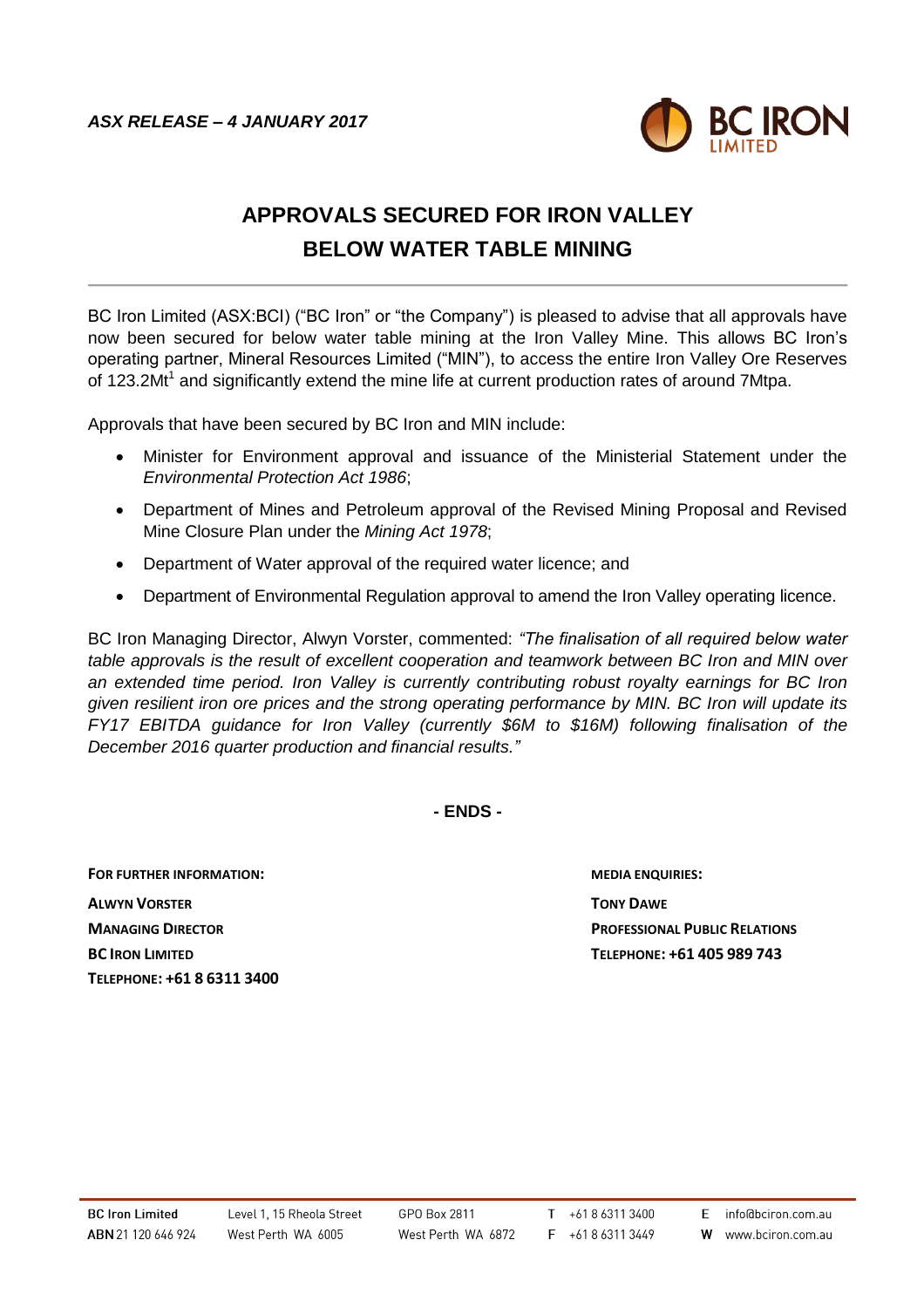***ASX RELEASE – 4 JANUARY 2017***

# APPROVALS SECURED FOR IRON VALLEY BELOW WATER TABLE MINING

BC Iron Limited (ASX:BCI) ("BC Iron" or "the Company") is pleased to advise that all approvals have now been secured for below water table mining at the Iron Valley Mine. This allows BC Iron's operating partner, Mineral Resources Limited ("MIN"), to access the entire Iron Valley Ore Reserves of 123.2Mt[1] and significantly extend the mine life at current production rates of around 7Mtpa.

Approvals that have been secured by BC Iron and MIN include:

- Minister for Environment approval and issuance of the Ministerial Statement under the *Environmental Protection Act 1986*;
- Department of Mines and Petroleum approval of the Revised Mining Proposal and Revised Mine Closure Plan under the *Mining Act 1978*;
- Department of Water approval of the required water licence; and
- Department of Environmental Regulation approval to amend the Iron Valley operating licence.

BC Iron Managing Director, Alwyn Vorster, commented: *"The finalisation of all required below water table approvals is the result of excellent cooperation and teamwork between BC Iron and MIN over an extended time period. Iron Valley is currently contributing robust royalty earnings for BC Iron given resilient iron ore prices and the strong operating performance by MIN. BC Iron will update its FY17 EBITDA guidance for Iron Valley (currently $6M to $16M) following finalisation of the December 2016 quarter production and financial results."*

**- ENDS -**

**FOR FURTHER INFORMATION:**

**ALWYN VORSTER**
**MANAGING DIRECTOR**
**BC IRON LIMITED**
**TELEPHONE: +61 8 6311 3400**

**MEDIA ENQUIRIES:**

**TONY DAWE**
**PROFESSIONAL PUBLIC RELATIONS**
**TELEPHONE: +61 405 989 743**

BC Iron Limited
ABN 21 120 646 924

Level 1, 15 Rheola Street
West Perth WA 6005

GPO Box 2811
West Perth WA 6872

T +61 8 6311 3400
F +61 8 6311 3449

E info@bciron.com.au
W www.bciron.com.au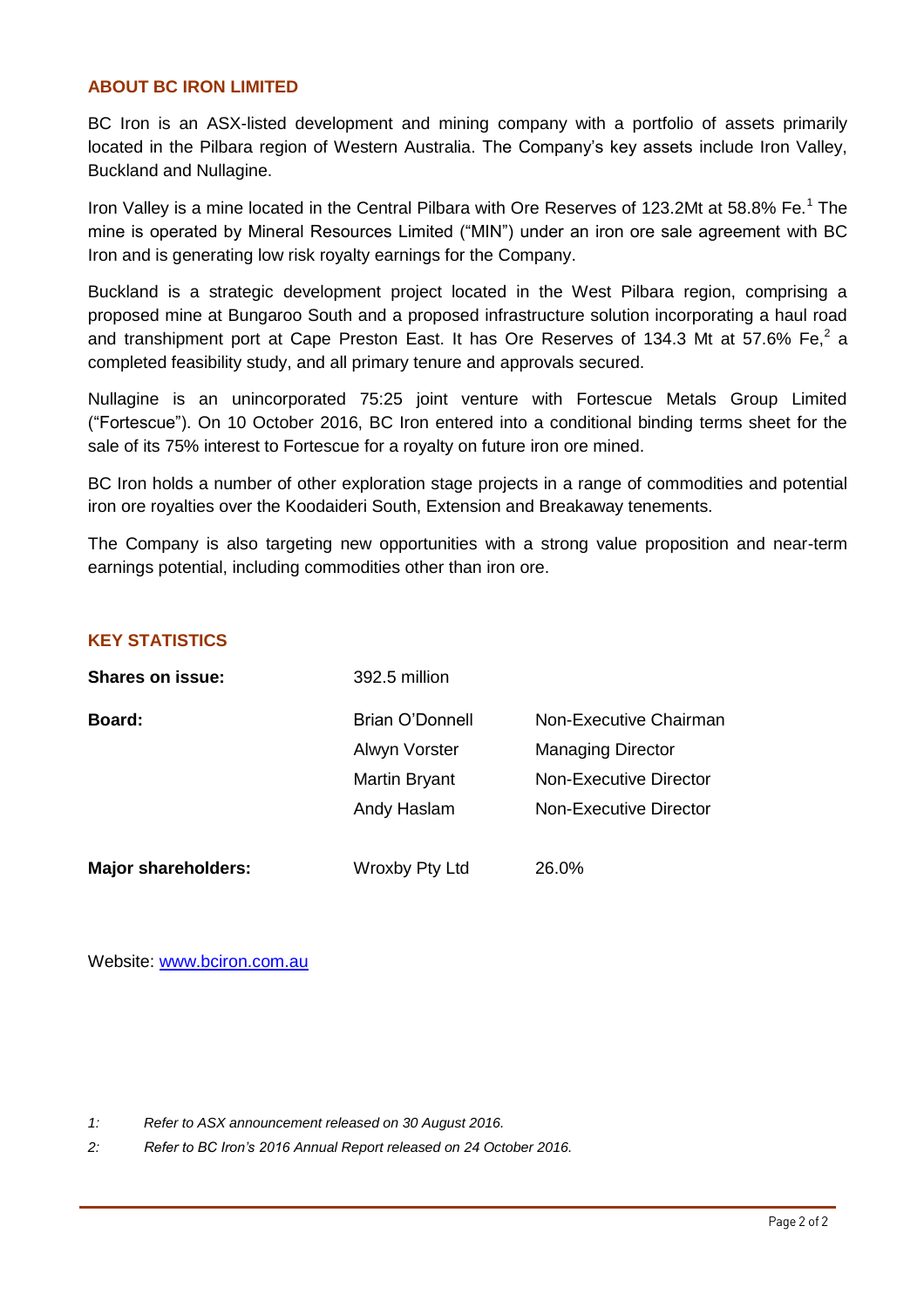## ABOUT BC IRON LIMITED

BC Iron is an ASX-listed development and mining company with a portfolio of assets primarily located in the Pilbara region of Western Australia. The Company's key assets include Iron Valley, Buckland and Nullagine.

Iron Valley is a mine located in the Central Pilbara with Ore Reserves of 123.2Mt at 58.8% Fe.[1] The mine is operated by Mineral Resources Limited ("MIN") under an iron ore sale agreement with BC Iron and is generating low risk royalty earnings for the Company.

Buckland is a strategic development project located in the West Pilbara region, comprising a proposed mine at Bungaroo South and a proposed infrastructure solution incorporating a haul road and transhipment port at Cape Preston East. It has Ore Reserves of 134.3 Mt at 57.6% Fe,[2] a completed feasibility study, and all primary tenure and approvals secured.

Nullagine is an unincorporated 75:25 joint venture with Fortescue Metals Group Limited ("Fortescue"). On 10 October 2016, BC Iron entered into a conditional binding terms sheet for the sale of its 75% interest to Fortescue for a royalty on future iron ore mined.

BC Iron holds a number of other exploration stage projects in a range of commodities and potential iron ore royalties over the Koodaideri South, Extension and Breakaway tenements.

The Company is also targeting new opportunities with a strong value proposition and near-term earnings potential, including commodities other than iron ore.

## KEY STATISTICS

| | | |
|---|---|---|
| **Shares on issue:** | 392.5 million | |
| **Board:** | Brian O'Donnell | Non-Executive Chairman |
| | Alwyn Vorster | Managing Director |
| | Martin Bryant | Non-Executive Director |
| | Andy Haslam | Non-Executive Director |
| **Major shareholders:** | Wroxby Pty Ltd | 26.0% |

Website: www.bciron.com.au

*1: Refer to ASX announcement released on 30 August 2016.*

*2: Refer to BC Iron's 2016 Annual Report released on 24 October 2016.*